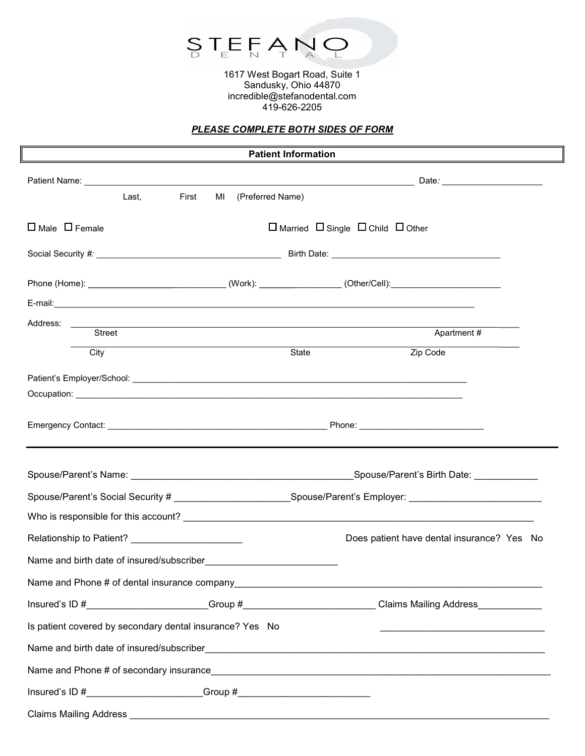# STEFANO DENTAL

1617 West Bogart Road, Suite 1
Sandusky, Ohio 44870
incredible@stefanodental.com
419-626-2205

***PLEASE COMPLETE BOTH SIDES OF FORM***

## Patient Information

Patient Name: ______________________________________________ Date: ____________________

Last, First MI (Preferred Name)

☐ Male ☐ Female ☐ Married ☐ Single ☐ Child ☐ Other

Social Security #: ____________________________________ Birth Date: __________________________________

Phone (Home): ______________________________ (Work): ____________________ (Other/Cell): _______________________

E-mail: _______________________________________________________________________________

Address: _______________________________________________________________________________

Street Apartment #

_______________________________________________________________________________

City State Zip Code

Patient's Employer/School: _____________________________________________________________________

Occupation: ______________________________________________________________________________

Emergency Contact: _____________________________________________ Phone: _________________________

---

Spouse/Parent's Name: __________________________________________ Spouse/Parent's Birth Date: ____________

Spouse/Parent's Social Security # ______________________ Spouse/Parent's Employer: ________________________

Who is responsible for this account? _______________________________________________________________

Relationship to Patient? _____________________ Does patient have dental insurance? Yes No

Name and birth date of insured/subscriber_________________________

Name and Phone # of dental insurance company_________________________________________________________

Insured's ID #______________________ Group #________________________ Claims Mailing Address____________

Is patient covered by secondary dental insurance? Yes No ______________________________

Name and birth date of insured/subscriber_____________________________________________________________

Name and Phone # of secondary insurance_____________________________________________________________

Insured's ID #_____________________ Group #_________________________

Claims Mailing Address ________________________________________________________________________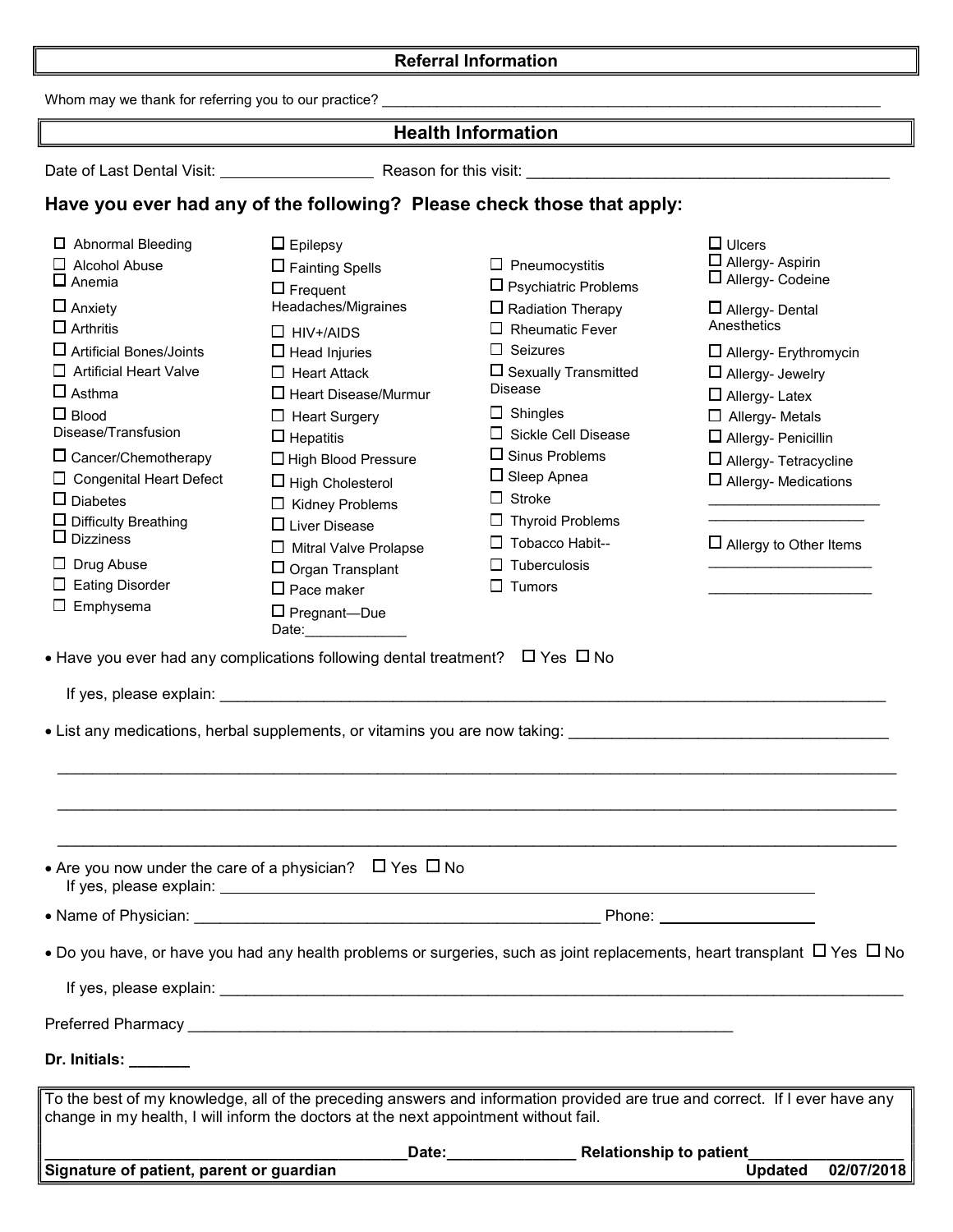## Referral Information

Whom may we thank for referring you to our practice? ______________________________________________________________

## Health Information

Date of Last Dental Visit: _________________ Reason for this visit: __________________________________________

### Have you ever had any of the following? Please check those that apply:

- ☐ Abnormal Bleeding
- ☐ Alcohol Abuse
- ☐ Anemia
- ☐ Anxiety
- ☐ Arthritis
- ☐ Artificial Bones/Joints
- ☐ Artificial Heart Valve
- ☐ Asthma
- ☐ Blood Disease/Transfusion
- ☐ Cancer/Chemotherapy
- ☐ Congenital Heart Defect
- ☐ Diabetes
- ☐ Difficulty Breathing
- ☐ Dizziness
- ☐ Drug Abuse
- ☐ Eating Disorder
- ☐ Emphysema
- ☐ Epilepsy
- ☐ Fainting Spells
- ☐ Frequent Headaches/Migraines
- ☐ HIV+/AIDS
- ☐ Head Injuries
- ☐ Heart Attack
- ☐ Heart Disease/Murmur
- ☐ Heart Surgery
- ☐ Hepatitis
- ☐ High Blood Pressure
- ☐ High Cholesterol
- ☐ Kidney Problems
- ☐ Liver Disease
- ☐ Mitral Valve Prolapse
- ☐ Organ Transplant
- ☐ Pace maker
- ☐ Pregnant—Due Date:____________
- ☐ Pneumocystitis
- ☐ Psychiatric Problems
- ☐ Radiation Therapy
- ☐ Rheumatic Fever
- ☐ Seizures
- ☐ Sexually Transmitted Disease
- ☐ Shingles
- ☐ Sickle Cell Disease
- ☐ Sinus Problems
- ☐ Sleep Apnea
- ☐ Stroke
- ☐ Thyroid Problems
- ☐ Tobacco Habit--
- ☐ Tuberculosis
- ☐ Tumors
- ☐ Ulcers
- ☐ Allergy- Aspirin
- ☐ Allergy- Codeine
- ☐ Allergy- Dental Anesthetics
- ☐ Allergy- Erythromycin
- ☐ Allergy- Jewelry
- ☐ Allergy- Latex
- ☐ Allergy- Metals
- ☐ Allergy- Penicillin
- ☐ Allergy- Tetracycline
- ☐ Allergy- Medications _____________________ ___________________
- ☐ Allergy to Other Items ____________________ ____________________

- Have you ever had any complications following dental treatment? ☐ Yes ☐ No

  If yes, please explain: ______________________________________________________________________________

- List any medications, herbal supplements, or vitamins you are now taking: ____________________________________

  ______________________________________________________________________________________________

  ______________________________________________________________________________________________

  ______________________________________________________________________________________________

- Are you now under the care of a physician? ☐ Yes ☐ No
  If yes, please explain: ______________________________________________________________________

- Name of Physician: _______________________________________________ Phone: __________________

- Do you have, or have you had any health problems or surgeries, such as joint replacements, heart transplant ☐ Yes ☐ No

  If yes, please explain: ______________________________________________________________________________

Preferred Pharmacy ______________________________________________________________

**Dr. Initials: _______**

To the best of my knowledge, all of the preceding answers and information provided are true and correct. If I ever have any change in my health, I will inform the doctors at the next appointment without fail.

_________________________________________ Date:_______________ Relationship to patient__________________

**Signature of patient, parent or guardian** **Updated 02/07/2018**